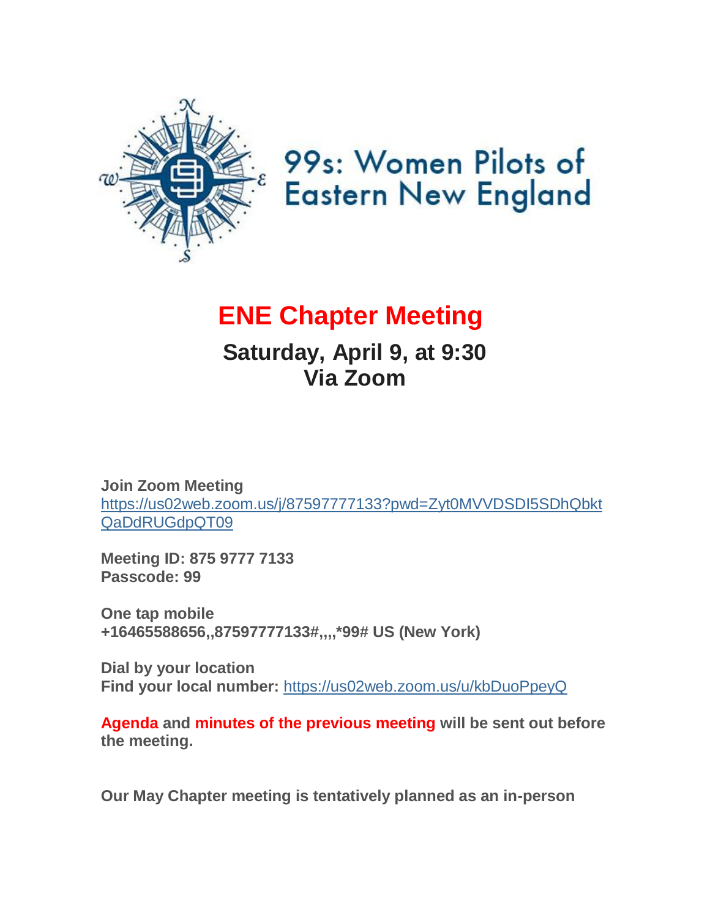99s: Women Pilots of Eastern New England

# ENE Chapter Meeting

## Saturday, April 9, at 9:30
## Via Zoom

**Join Zoom Meeting**
https://us02web.zoom.us/j/87597777133?pwd=Zyt0MVVDSDI5SDhQbktQaDdRUGdpQT09

**Meeting ID: 875 9777 7133**
**Passcode: 99**

**One tap mobile**
**+16465588656,,87597777133#,,,,*99# US (New York)**

**Dial by your location**
**Find your local number:** https://us02web.zoom.us/u/kbDuoPpeyQ

**Agenda and minutes of the previous meeting will be sent out before the meeting.**

**Our May Chapter meeting is tentatively planned as an in-person**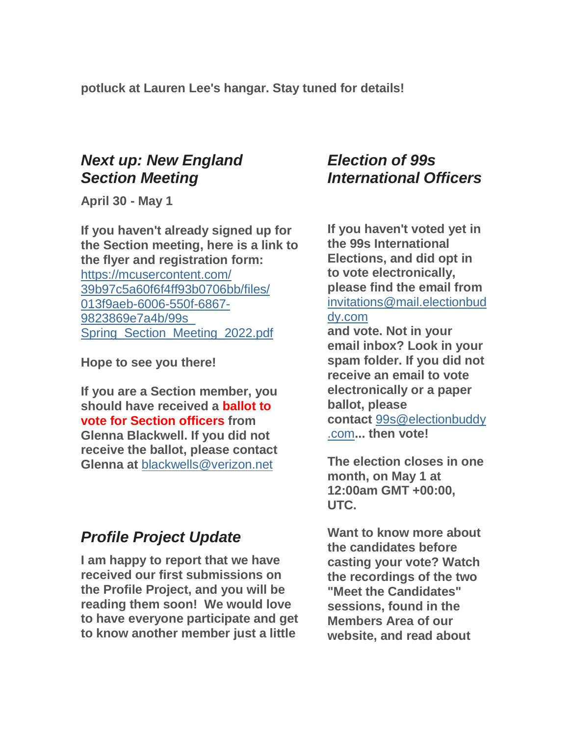**potluck at Lauren Lee's hangar. Stay tuned for details!**

## *Next up: New England Section Meeting*

**April 30 - May 1**

**If you haven't already signed up for the Section meeting, here is a link to the flyer and registration form:** https://mcusercontent.com/39b97c5a60f6f4ff93b0706bb/files/013f9aeb-6006-550f-6867-9823869e7a4b/99s_Spring_Section_Meeting_2022.pdf

**Hope to see you there!**

**If you are a Section member, you should have received a ballot to vote for Section officers from Glenna Blackwell. If you did not receive the ballot, please contact Glenna at** blackwells@verizon.net

## *Profile Project Update*

**I am happy to report that we have received our first submissions on the Profile Project, and you will be reading them soon! We would love to have everyone participate and get to know another member just a little**

## *Election of 99s International Officers*

**If you haven't voted yet in the 99s International Elections, and did opt in to vote electronically, please find the email from** invitations@mail.electionbuddy.com **and vote. Not in your email inbox? Look in your spam folder. If you did not receive an email to vote electronically or a paper ballot, please contact** 99s@electionbuddy.com**... then vote!**

**The election closes in one month, on May 1 at 12:00am GMT +00:00, UTC.**

**Want to know more about the candidates before casting your vote? Watch the recordings of the two "Meet the Candidates" sessions, found in the Members Area of our website, and read about**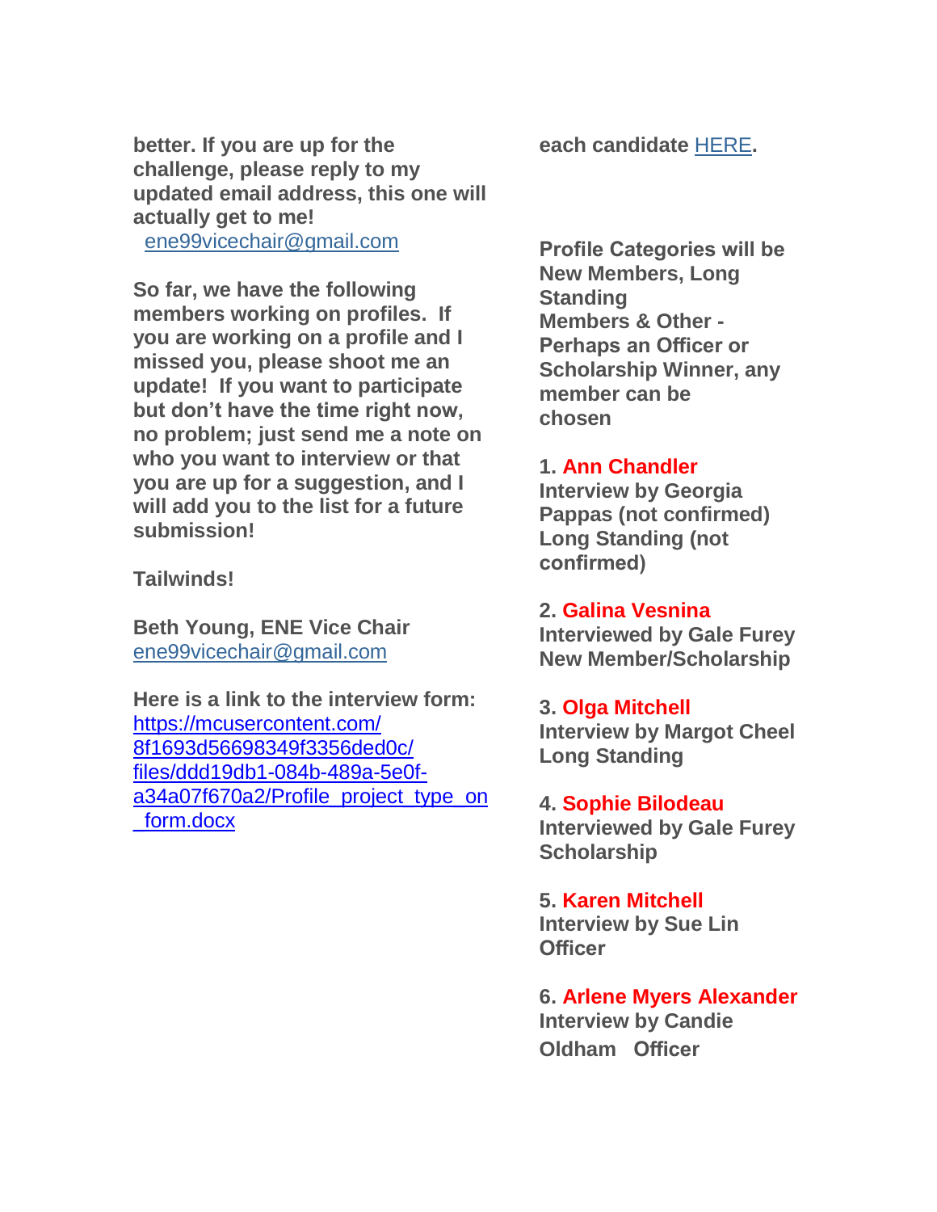**better. If you are up for the challenge, please reply to my updated email address, this one will actually get to me!** [ene99vicechair@gmail.com](mailto:ene99vicechair@gmail.com)

**So far, we have the following members working on profiles. If you are working on a profile and I missed you, please shoot me an update! If you want to participate but don't have the time right now, no problem; just send me a note on who you want to interview or that you are up for a suggestion, and I will add you to the list for a future submission!**

**Tailwinds!**

**Beth Young, ENE Vice Chair**
[ene99vicechair@gmail.com](mailto:ene99vicechair@gmail.com)

**Here is a link to the interview form:** [https://mcusercontent.com/8f1693d56698349f3356ded0c/files/ddd19db1-084b-489a-5e0f-a34a07f670a2/Profile_project_type_on_form.docx](https://mcusercontent.com/8f1693d56698349f3356ded0c/files/ddd19db1-084b-489a-5e0f-a34a07f670a2/Profile_project_type_on_form.docx)

**each candidate** [HERE](#)**.**

**Profile Categories will be New Members, Long Standing Members & Other - Perhaps an Officer or Scholarship Winner, any member can be chosen**

**1. Ann Chandler**
**Interview by Georgia Pappas (not confirmed) Long Standing (not confirmed)**

**2. Galina Vesnina**
**Interviewed by Gale Furey New Member/Scholarship**

**3. Olga Mitchell**
**Interview by Margot Cheel Long Standing**

**4. Sophie Bilodeau**
**Interviewed by Gale Furey Scholarship**

**5. Karen Mitchell**
**Interview by Sue Lin Officer**

**6. Arlene Myers Alexander**
**Interview by Candie Oldham Officer**